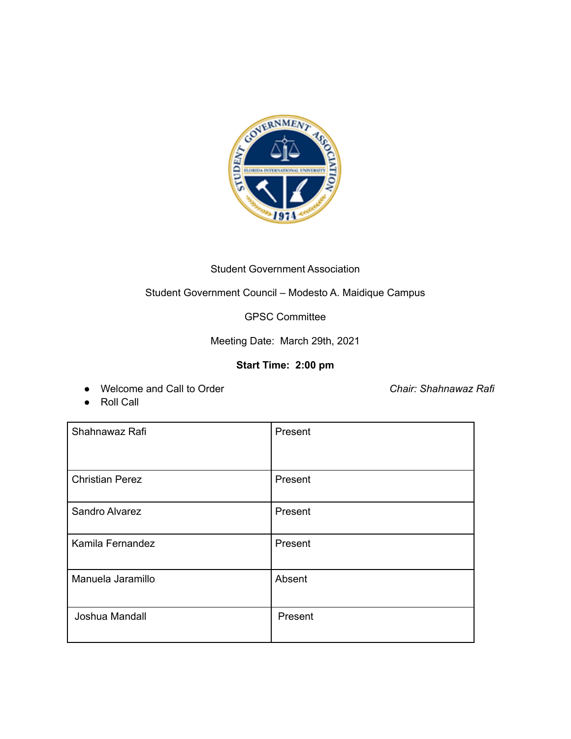Student Government Association

Student Government Council – Modesto A. Maidique Campus

GPSC Committee

Meeting Date: March 29th, 2021

**Start Time: 2:00 pm**

- Welcome and Call to Order *Chair: Shahnawaz Rafi*
- Roll Call

| Shahnawaz Rafi | Present |
|---|---|
| Christian Perez | Present |
| Sandro Alvarez | Present |
| Kamila Fernandez | Present |
| Manuela Jaramillo | Absent |
| Joshua Mandall | Present |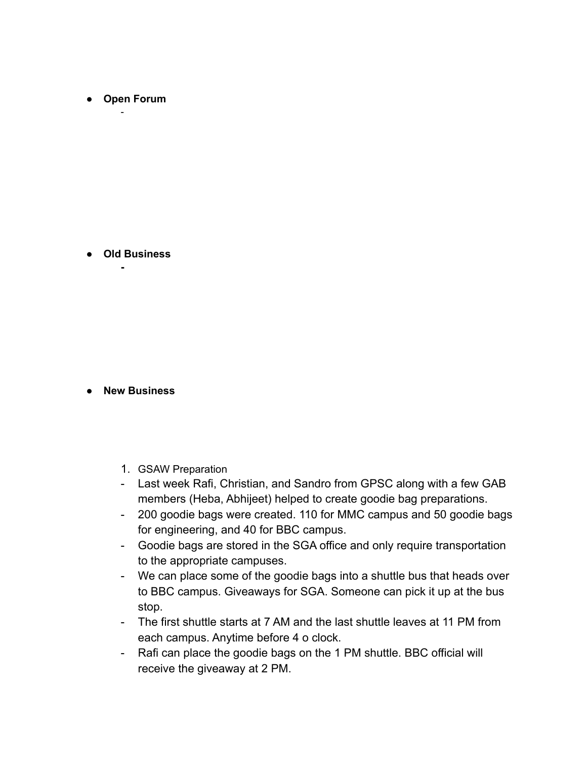- **Open Forum**
  -

- **Old Business**
  - 

- **New Business**

1. GSAW Preparation

- Last week Rafi, Christian, and Sandro from GPSC along with a few GAB members (Heba, Abhijeet) helped to create goodie bag preparations.
- 200 goodie bags were created. 110 for MMC campus and 50 goodie bags for engineering, and 40 for BBC campus.
- Goodie bags are stored in the SGA office and only require transportation to the appropriate campuses.
- We can place some of the goodie bags into a shuttle bus that heads over to BBC campus. Giveaways for SGA. Someone can pick it up at the bus stop.
- The first shuttle starts at 7 AM and the last shuttle leaves at 11 PM from each campus. Anytime before 4 o clock.
- Rafi can place the goodie bags on the 1 PM shuttle. BBC official will receive the giveaway at 2 PM.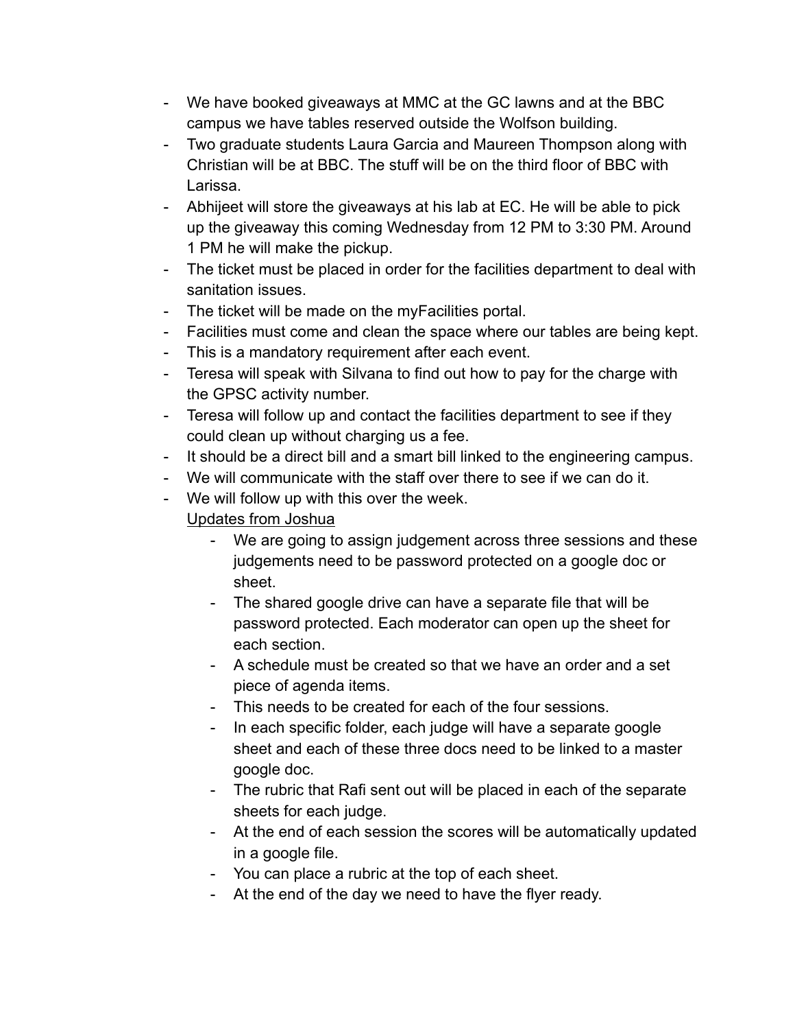- We have booked giveaways at MMC at the GC lawns and at the BBC campus we have tables reserved outside the Wolfson building.
- Two graduate students Laura Garcia and Maureen Thompson along with Christian will be at BBC. The stuff will be on the third floor of BBC with Larissa.
- Abhijeet will store the giveaways at his lab at EC. He will be able to pick up the giveaway this coming Wednesday from 12 PM to 3:30 PM. Around 1 PM he will make the pickup.
- The ticket must be placed in order for the facilities department to deal with sanitation issues.
- The ticket will be made on the myFacilities portal.
- Facilities must come and clean the space where our tables are being kept.
- This is a mandatory requirement after each event.
- Teresa will speak with Silvana to find out how to pay for the charge with the GPSC activity number.
- Teresa will follow up and contact the facilities department to see if they could clean up without charging us a fee.
- It should be a direct bill and a smart bill linked to the engineering campus.
- We will communicate with the staff over there to see if we can do it.
- We will follow up with this over the week.

  <u>Updates from Joshua</u>

    - We are going to assign judgement across three sessions and these judgements need to be password protected on a google doc or sheet.
    - The shared google drive can have a separate file that will be password protected. Each moderator can open up the sheet for each section.
    - A schedule must be created so that we have an order and a set piece of agenda items.
    - This needs to be created for each of the four sessions.
    - In each specific folder, each judge will have a separate google sheet and each of these three docs need to be linked to a master google doc.
    - The rubric that Rafi sent out will be placed in each of the separate sheets for each judge.
    - At the end of each session the scores will be automatically updated in a google file.
    - You can place a rubric at the top of each sheet.
    - At the end of the day we need to have the flyer ready.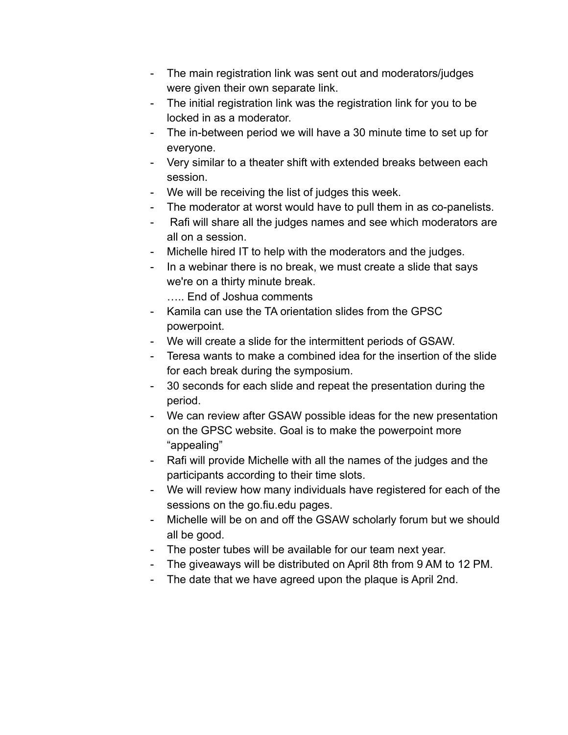- The main registration link was sent out and moderators/judges were given their own separate link.
- The initial registration link was the registration link for you to be locked in as a moderator.
- The in-between period we will have a 30 minute time to set up for everyone.
- Very similar to a theater shift with extended breaks between each session.
- We will be receiving the list of judges this week.
- The moderator at worst would have to pull them in as co-panelists.
- Rafi will share all the judges names and see which moderators are all on a session.
- Michelle hired IT to help with the moderators and the judges.
- In a webinar there is no break, we must create a slide that says we're on a thirty minute break.

  ….. End of Joshua comments
- Kamila can use the TA orientation slides from the GPSC powerpoint.
- We will create a slide for the intermittent periods of GSAW.
- Teresa wants to make a combined idea for the insertion of the slide for each break during the symposium.
- 30 seconds for each slide and repeat the presentation during the period.
- We can review after GSAW possible ideas for the new presentation on the GPSC website. Goal is to make the powerpoint more "appealing"
- Rafi will provide Michelle with all the names of the judges and the participants according to their time slots.
- We will review how many individuals have registered for each of the sessions on the go.fiu.edu pages.
- Michelle will be on and off the GSAW scholarly forum but we should all be good.
- The poster tubes will be available for our team next year.
- The giveaways will be distributed on April 8th from 9 AM to 12 PM.
- The date that we have agreed upon the plaque is April 2nd.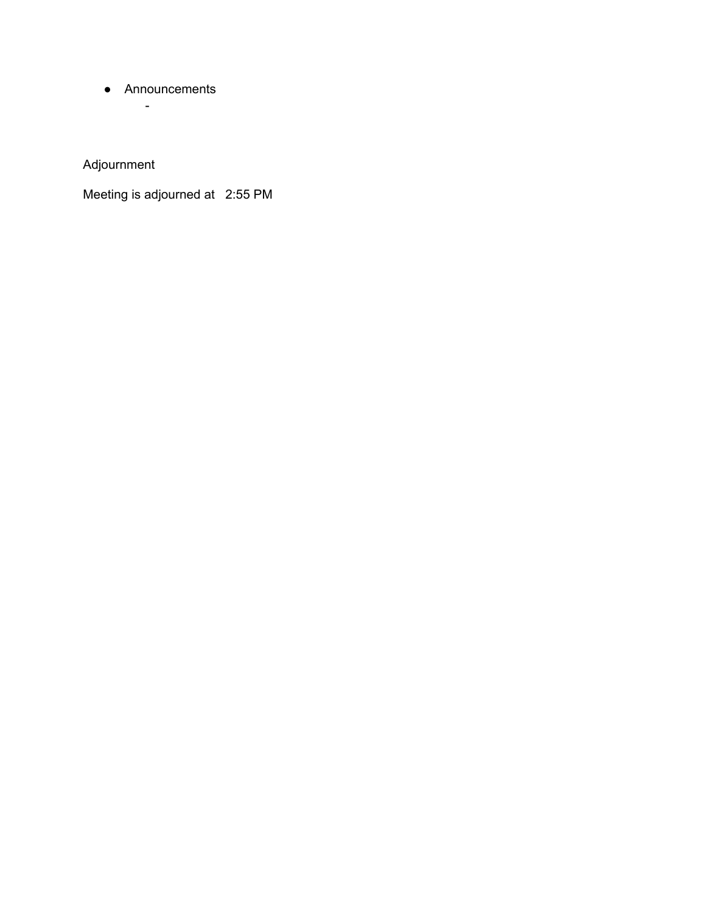- Announcements
    -

Adjournment

Meeting is adjourned at 2:55 PM